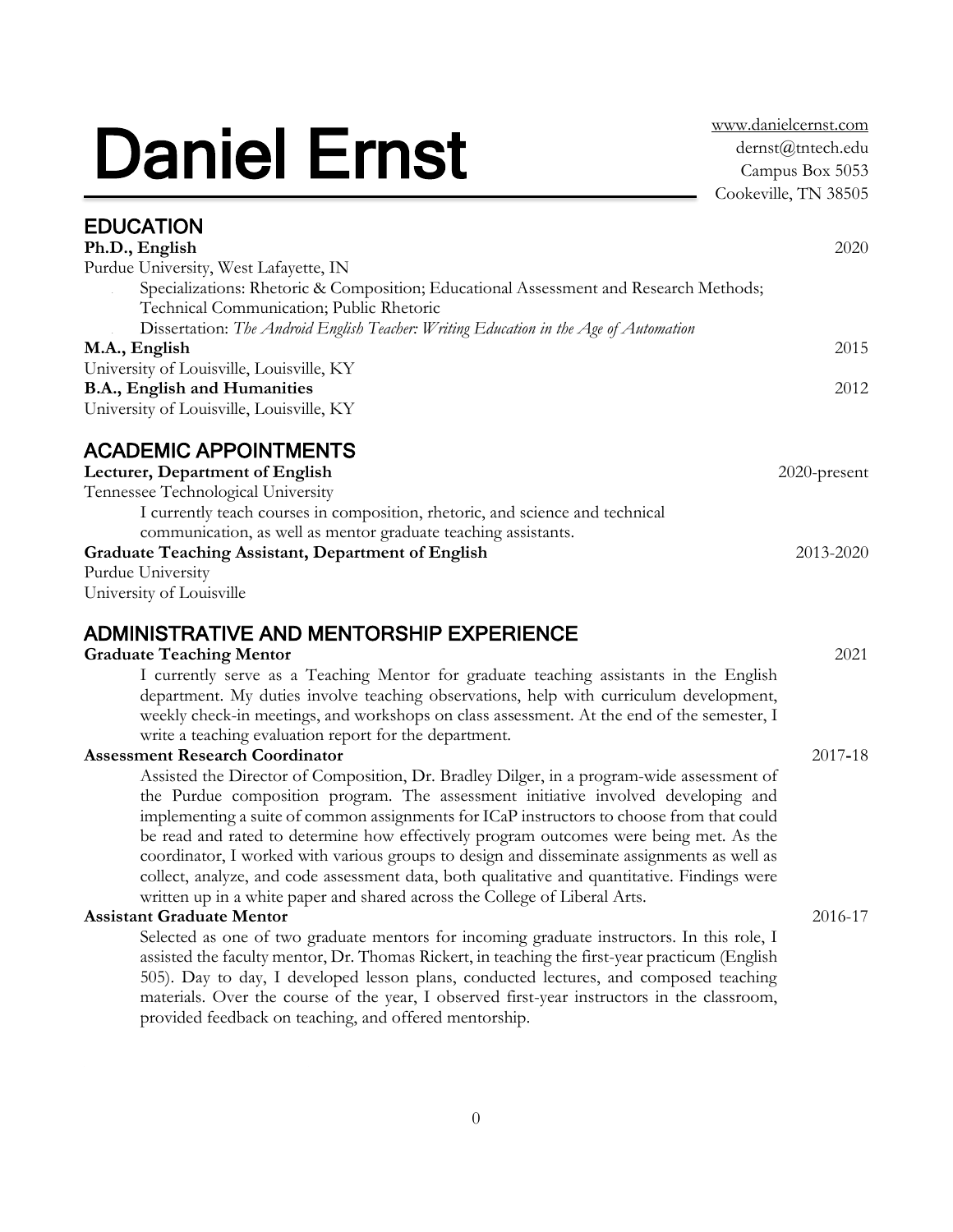# Daniel Ernst

www.danielcernst.com
dernst@tntech.edu
Campus Box 5053
Cookeville, TN 38505

## EDUCATION

**Ph.D., English** 2020
Purdue University, West Lafayette, IN

- Specializations: Rhetoric & Composition; Educational Assessment and Research Methods; Technical Communication; Public Rhetoric
- Dissertation: *The Android English Teacher: Writing Education in the Age of Automation*

**M.A., English** 2015
University of Louisville, Louisville, KY

**B.A., English and Humanities** 2012
University of Louisville, Louisville, KY

## ACADEMIC APPOINTMENTS

**Lecturer, Department of English** 2020-present
Tennessee Technological University

I currently teach courses in composition, rhetoric, and science and technical communication, as well as mentor graduate teaching assistants.

**Graduate Teaching Assistant, Department of English** 2013-2020
Purdue University
University of Louisville

## ADMINISTRATIVE AND MENTORSHIP EXPERIENCE

**Graduate Teaching Mentor** 2021

I currently serve as a Teaching Mentor for graduate teaching assistants in the English department. My duties involve teaching observations, help with curriculum development, weekly check-in meetings, and workshops on class assessment. At the end of the semester, I write a teaching evaluation report for the department.

**Assessment Research Coordinator** 2017-18

Assisted the Director of Composition, Dr. Bradley Dilger, in a program-wide assessment of the Purdue composition program. The assessment initiative involved developing and implementing a suite of common assignments for ICaP instructors to choose from that could be read and rated to determine how effectively program outcomes were being met. As the coordinator, I worked with various groups to design and disseminate assignments as well as collect, analyze, and code assessment data, both qualitative and quantitative. Findings were written up in a white paper and shared across the College of Liberal Arts.

**Assistant Graduate Mentor** 2016-17

Selected as one of two graduate mentors for incoming graduate instructors. In this role, I assisted the faculty mentor, Dr. Thomas Rickert, in teaching the first-year practicum (English 505). Day to day, I developed lesson plans, conducted lectures, and composed teaching materials. Over the course of the year, I observed first-year instructors in the classroom, provided feedback on teaching, and offered mentorship.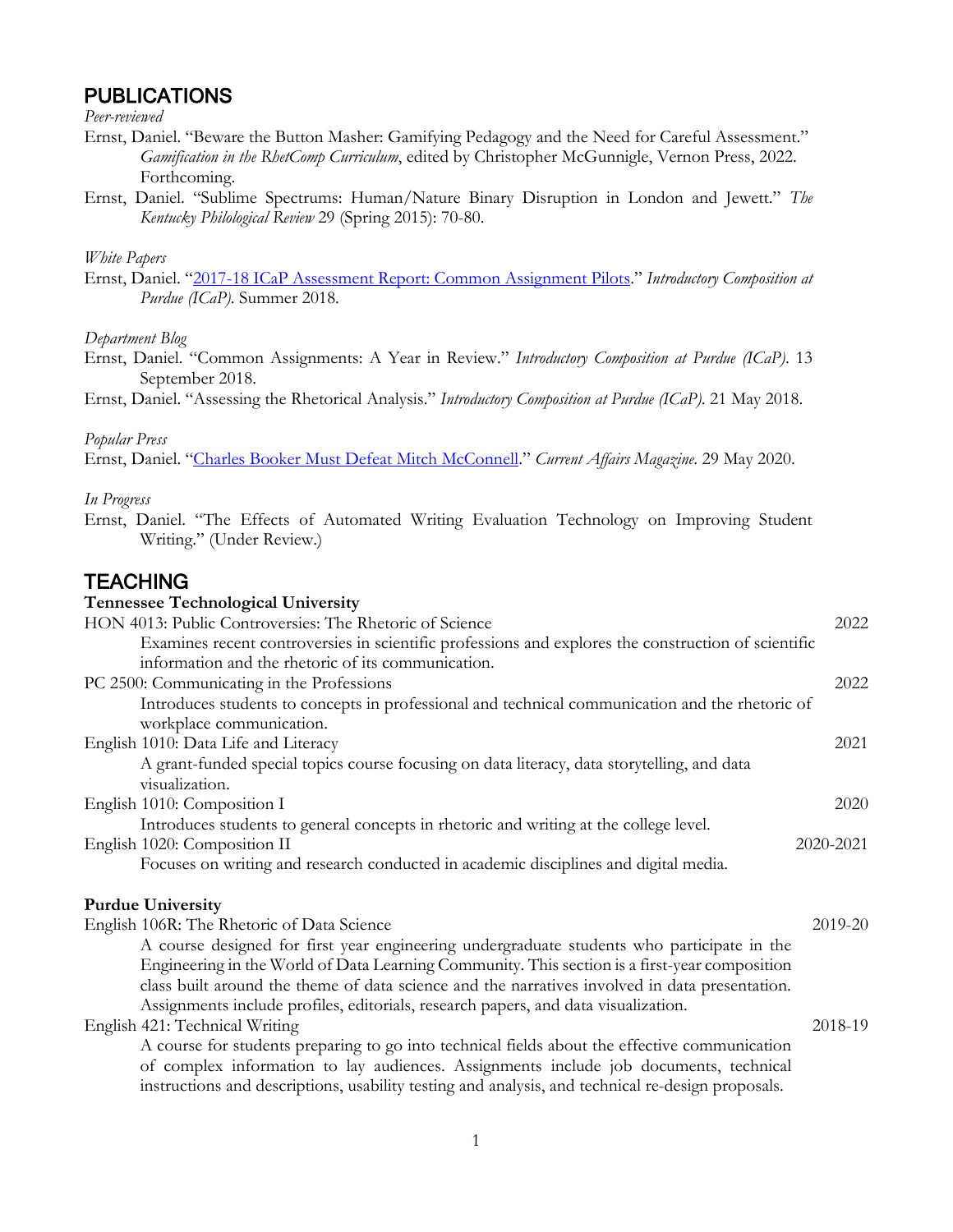## PUBLICATIONS

*Peer-reviewed*

Ernst, Daniel. "Beware the Button Masher: Gamifying Pedagogy and the Need for Careful Assessment." *Gamification in the RhetComp Curriculum*, edited by Christopher McGunnigle, Vernon Press, 2022. Forthcoming.

Ernst, Daniel. "Sublime Spectrums: Human/Nature Binary Disruption in London and Jewett." *The Kentucky Philological Review* 29 (Spring 2015): 70-80.

*White Papers*

Ernst, Daniel. "2017-18 ICaP Assessment Report: Common Assignment Pilots." *Introductory Composition at Purdue (ICaP)*. Summer 2018.

*Department Blog*

Ernst, Daniel. "Common Assignments: A Year in Review." *Introductory Composition at Purdue (ICaP)*. 13 September 2018.

Ernst, Daniel. "Assessing the Rhetorical Analysis." *Introductory Composition at Purdue (ICaP)*. 21 May 2018.

*Popular Press*

Ernst, Daniel. "Charles Booker Must Defeat Mitch McConnell." *Current Affairs Magazine*. 29 May 2020.

*In Progress*

Ernst, Daniel. "The Effects of Automated Writing Evaluation Technology on Improving Student Writing." (Under Review.)

## TEACHING

**Tennessee Technological University**

HON 4013: Public Controversies: The Rhetoric of Science — 2022
: Examines recent controversies in scientific professions and explores the construction of scientific information and the rhetoric of its communication.

PC 2500: Communicating in the Professions — 2022
: Introduces students to concepts in professional and technical communication and the rhetoric of workplace communication.

English 1010: Data Life and Literacy — 2021
: A grant-funded special topics course focusing on data literacy, data storytelling, and data visualization.

English 1010: Composition I — 2020
: Introduces students to general concepts in rhetoric and writing at the college level.

English 1020: Composition II — 2020-2021
: Focuses on writing and research conducted in academic disciplines and digital media.

**Purdue University**

English 106R: The Rhetoric of Data Science — 2019-20
: A course designed for first year engineering undergraduate students who participate in the Engineering in the World of Data Learning Community. This section is a first-year composition class built around the theme of data science and the narratives involved in data presentation. Assignments include profiles, editorials, research papers, and data visualization.

English 421: Technical Writing — 2018-19
: A course for students preparing to go into technical fields about the effective communication of complex information to lay audiences. Assignments include job documents, technical instructions and descriptions, usability testing and analysis, and technical re-design proposals.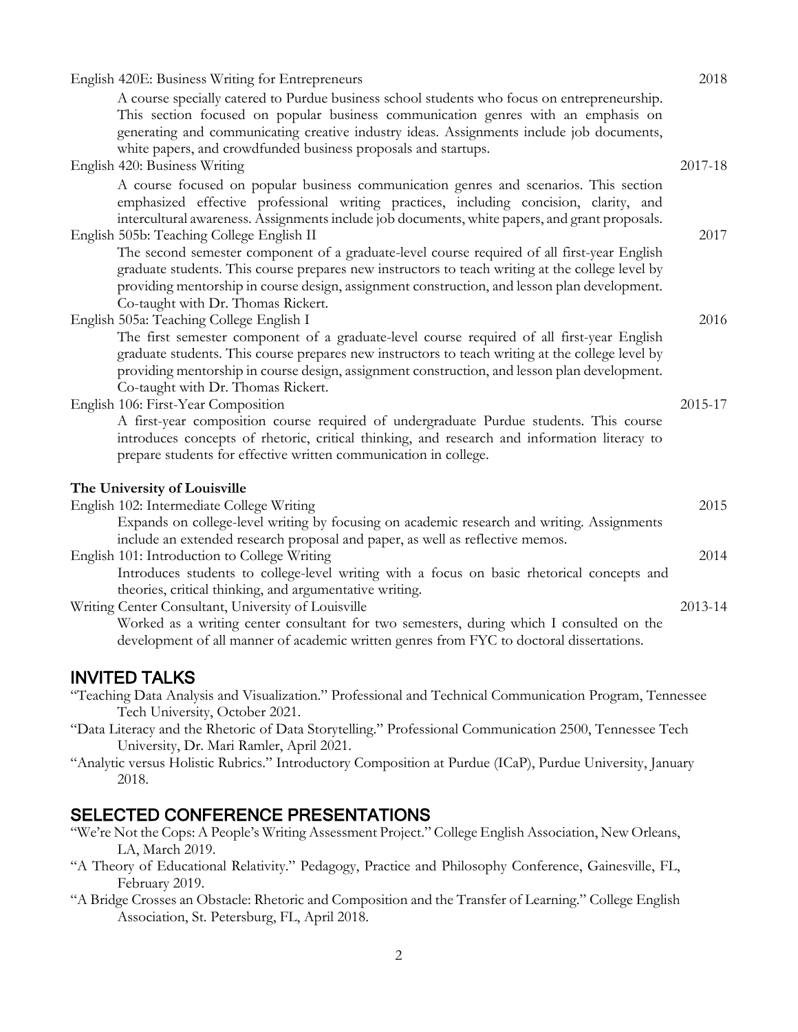English 420E: Business Writing for Entrepreneurs 2018

A course specially catered to Purdue business school students who focus on entrepreneurship. This section focused on popular business communication genres with an emphasis on generating and communicating creative industry ideas. Assignments include job documents, white papers, and crowdfunded business proposals and startups.

English 420: Business Writing 2017-18

A course focused on popular business communication genres and scenarios. This section emphasized effective professional writing practices, including concision, clarity, and intercultural awareness. Assignments include job documents, white papers, and grant proposals.

English 505b: Teaching College English II 2017

The second semester component of a graduate-level course required of all first-year English graduate students. This course prepares new instructors to teach writing at the college level by providing mentorship in course design, assignment construction, and lesson plan development. Co-taught with Dr. Thomas Rickert.

English 505a: Teaching College English I 2016

The first semester component of a graduate-level course required of all first-year English graduate students. This course prepares new instructors to teach writing at the college level by providing mentorship in course design, assignment construction, and lesson plan development. Co-taught with Dr. Thomas Rickert.

English 106: First-Year Composition 2015-17

A first-year composition course required of undergraduate Purdue students. This course introduces concepts of rhetoric, critical thinking, and research and information literacy to prepare students for effective written communication in college.

**The University of Louisville**

English 102: Intermediate College Writing 2015

Expands on college-level writing by focusing on academic research and writing. Assignments include an extended research proposal and paper, as well as reflective memos.

English 101: Introduction to College Writing 2014

Introduces students to college-level writing with a focus on basic rhetorical concepts and theories, critical thinking, and argumentative writing.

Writing Center Consultant, University of Louisville 2013-14

Worked as a writing center consultant for two semesters, during which I consulted on the development of all manner of academic written genres from FYC to doctoral dissertations.

## INVITED TALKS

"Teaching Data Analysis and Visualization." Professional and Technical Communication Program, Tennessee Tech University, October 2021.

"Data Literacy and the Rhetoric of Data Storytelling." Professional Communication 2500, Tennessee Tech University, Dr. Mari Ramler, April 2021.

"Analytic versus Holistic Rubrics." Introductory Composition at Purdue (ICaP), Purdue University, January 2018.

## SELECTED CONFERENCE PRESENTATIONS

"We're Not the Cops: A People's Writing Assessment Project." College English Association, New Orleans, LA, March 2019.

"A Theory of Educational Relativity." Pedagogy, Practice and Philosophy Conference, Gainesville, FL, February 2019.

"A Bridge Crosses an Obstacle: Rhetoric and Composition and the Transfer of Learning." College English Association, St. Petersburg, FL, April 2018.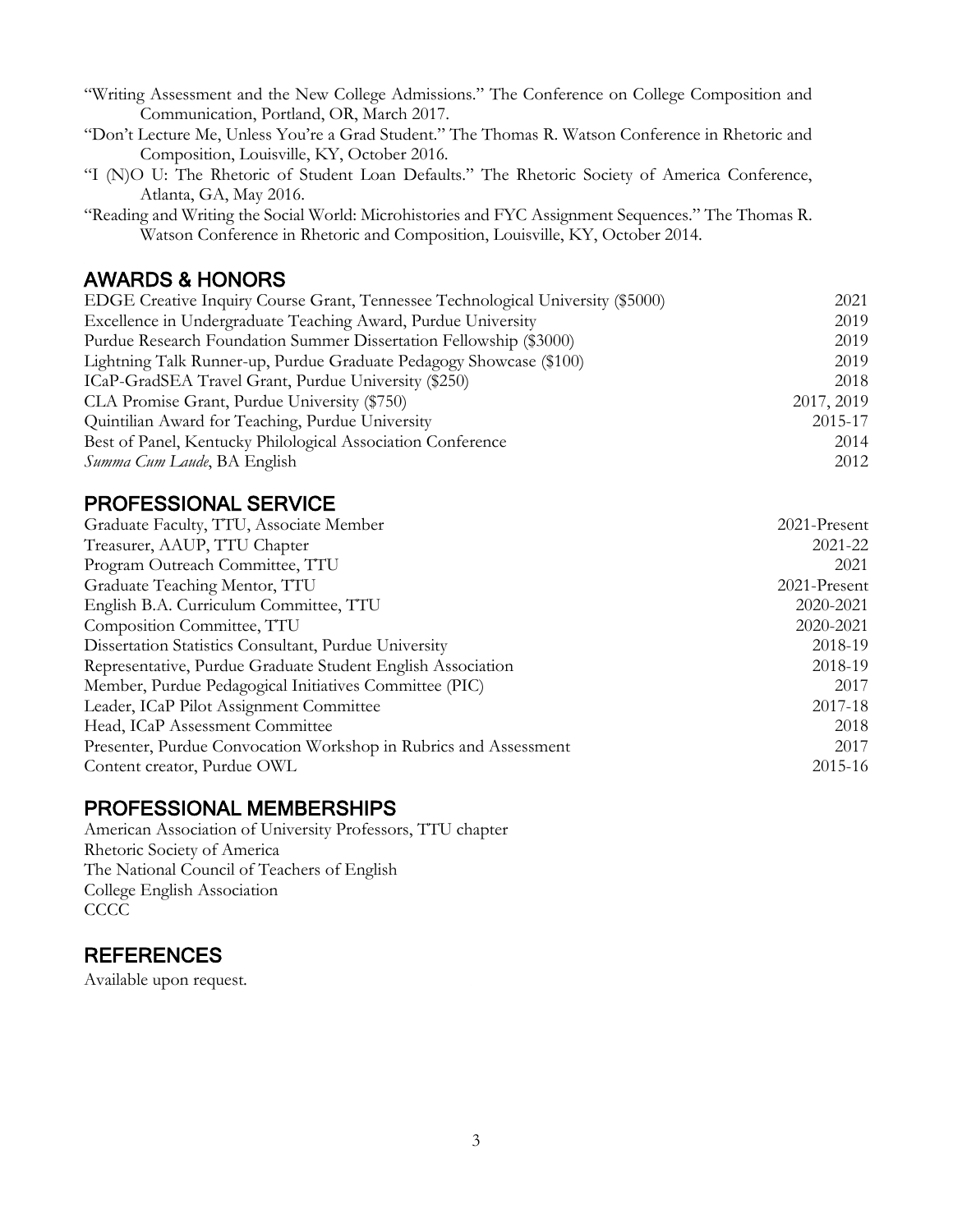"Writing Assessment and the New College Admissions." The Conference on College Composition and Communication, Portland, OR, March 2017.

"Don't Lecture Me, Unless You're a Grad Student." The Thomas R. Watson Conference in Rhetoric and Composition, Louisville, KY, October 2016.

"I (N)O U: The Rhetoric of Student Loan Defaults." The Rhetoric Society of America Conference, Atlanta, GA, May 2016.

"Reading and Writing the Social World: Microhistories and FYC Assignment Sequences." The Thomas R. Watson Conference in Rhetoric and Composition, Louisville, KY, October 2014.

## AWARDS & HONORS

| | |
|---|---|
| EDGE Creative Inquiry Course Grant, Tennessee Technological University ($5000) | 2021 |
| Excellence in Undergraduate Teaching Award, Purdue University | 2019 |
| Purdue Research Foundation Summer Dissertation Fellowship ($3000) | 2019 |
| Lightning Talk Runner-up, Purdue Graduate Pedagogy Showcase ($100) | 2019 |
| ICaP-GradSEA Travel Grant, Purdue University ($250) | 2018 |
| CLA Promise Grant, Purdue University ($750) | 2017, 2019 |
| Quintilian Award for Teaching, Purdue University | 2015-17 |
| Best of Panel, Kentucky Philological Association Conference | 2014 |
| *Summa Cum Laude*, BA English | 2012 |

## PROFESSIONAL SERVICE

| | |
|---|---|
| Graduate Faculty, TTU, Associate Member | 2021-Present |
| Treasurer, AAUP, TTU Chapter | 2021-22 |
| Program Outreach Committee, TTU | 2021 |
| Graduate Teaching Mentor, TTU | 2021-Present |
| English B.A. Curriculum Committee, TTU | 2020-2021 |
| Composition Committee, TTU | 2020-2021 |
| Dissertation Statistics Consultant, Purdue University | 2018-19 |
| Representative, Purdue Graduate Student English Association | 2018-19 |
| Member, Purdue Pedagogical Initiatives Committee (PIC) | 2017 |
| Leader, ICaP Pilot Assignment Committee | 2017-18 |
| Head, ICaP Assessment Committee | 2018 |
| Presenter, Purdue Convocation Workshop in Rubrics and Assessment | 2017 |
| Content creator, Purdue OWL | 2015-16 |

## PROFESSIONAL MEMBERSHIPS

American Association of University Professors, TTU chapter
Rhetoric Society of America
The National Council of Teachers of English
College English Association
CCCC

## REFERENCES

Available upon request.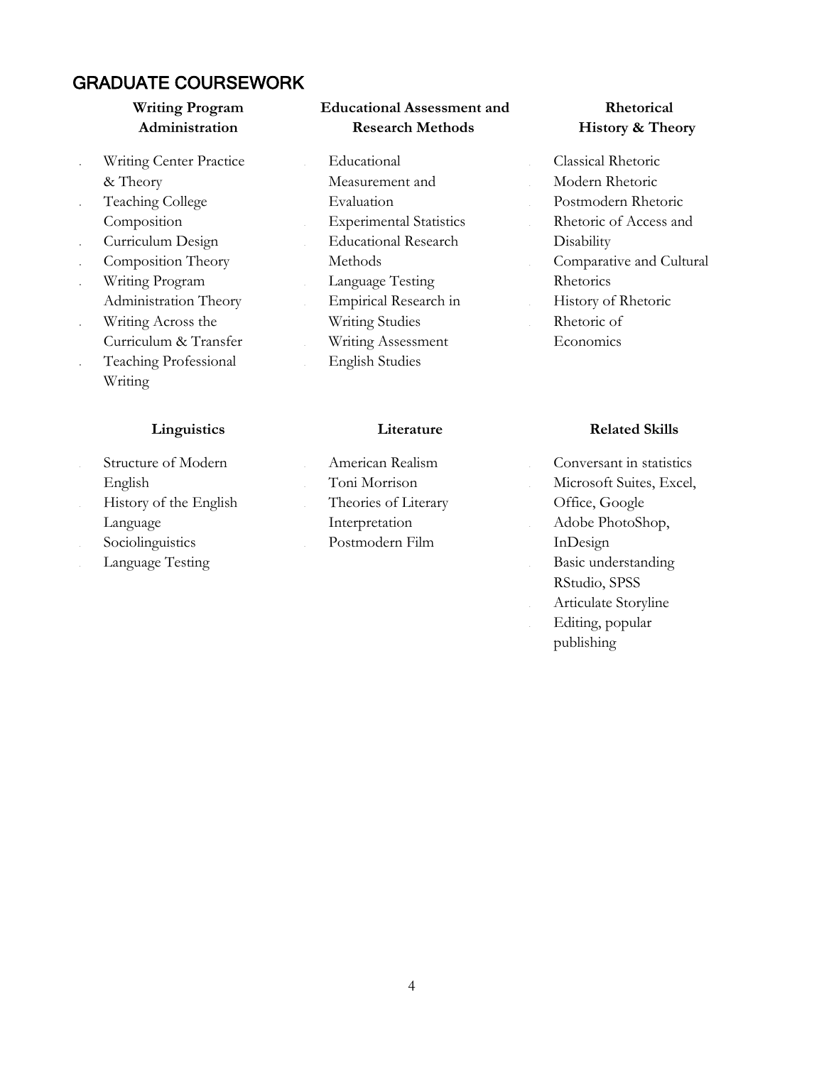## GRADUATE COURSEWORK

### Writing Program Administration

- Writing Center Practice & Theory
- Teaching College Composition
- Curriculum Design
- Composition Theory
- Writing Program Administration Theory
- Writing Across the Curriculum & Transfer
- Teaching Professional Writing

### Educational Assessment and Research Methods

- Educational Measurement and Evaluation
- Experimental Statistics
- Educational Research Methods
- Language Testing
- Empirical Research in Writing Studies
- Writing Assessment
- English Studies

### Rhetorical History & Theory

- Classical Rhetoric
- Modern Rhetoric
- Postmodern Rhetoric
- Rhetoric of Access and Disability
- Comparative and Cultural Rhetorics
- History of Rhetoric
- Rhetoric of Economics

### Linguistics

- Structure of Modern English
- History of the English Language
- Sociolinguistics
- Language Testing

### Literature

- American Realism
- Toni Morrison
- Theories of Literary Interpretation
- Postmodern Film

### Related Skills

- Conversant in statistics
- Microsoft Suites, Excel, Office, Google
- Adobe PhotoShop, InDesign
- Basic understanding RStudio, SPSS
- Articulate Storyline
- Editing, popular publishing